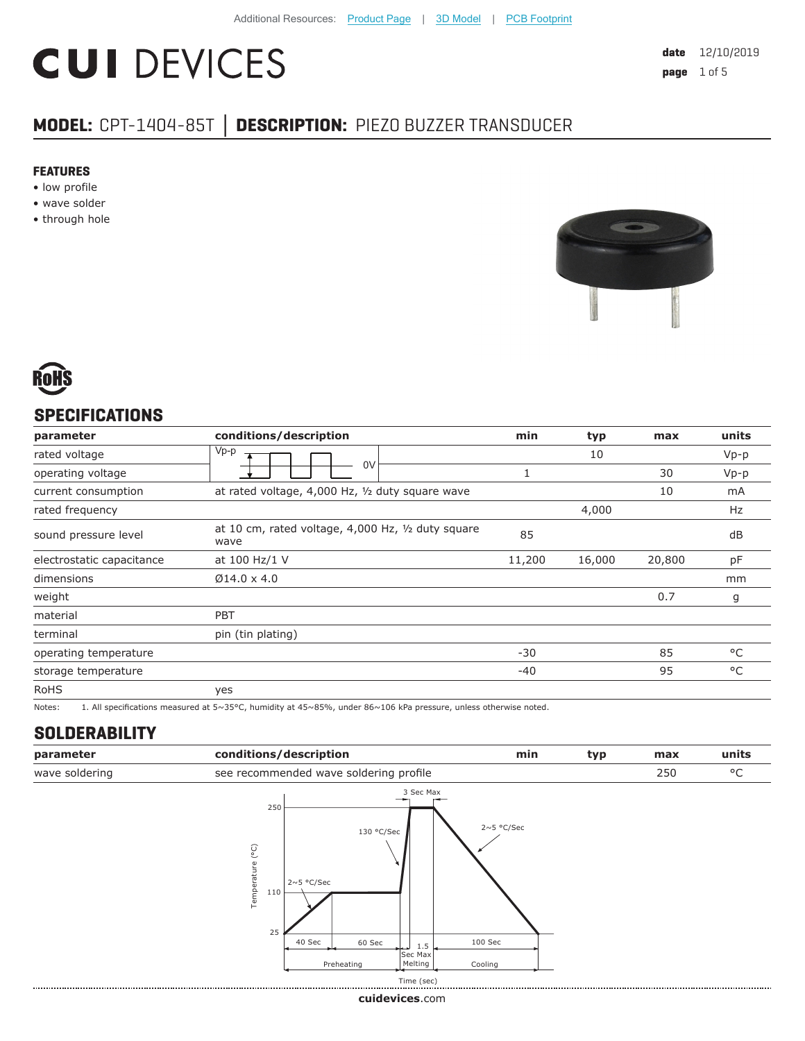Additional Resources: Product Page | 3D Model | PCB Footprint

# CUI DEVICES

**date** 12/10/2019

## MODEL: CPT-1404-85T | DESCRIPTION: PIEZO BUZZER TRANSDUCER

### FEATURES

- low profile
- wave solder
- through hole

RoHS

## SPECIFICATIONS

| parameter | conditions/description | min | typ | max | units |
|---|---|---|---|---|---|
| rated voltage | Vp-p / 0V square wave | | 10 | | Vp-p |
| operating voltage | | 1 | | 30 | Vp-p |
| current consumption | at rated voltage, 4,000 Hz, ½ duty square wave | | | 10 | mA |
| rated frequency | | | 4,000 | | Hz |
| sound pressure level | at 10 cm, rated voltage, 4,000 Hz, ½ duty square wave | 85 | | | dB |
| electrostatic capacitance | at 100 Hz/1 V | 11,200 | 16,000 | 20,800 | pF |
| dimensions | Ø14.0 x 4.0 | | | | mm |
| weight | | | | 0.7 | g |
| material | PBT | | | | |
| terminal | pin (tin plating) | | | | |
| operating temperature | | -30 | | 85 | °C |
| storage temperature | | -40 | | 95 | °C |
| RoHS | yes | | | | |

Notes: 1. All specifications measured at 5~35°C, humidity at 45~85%, under 86~106 kPa pressure, unless otherwise noted.

## SOLDERABILITY

| parameter | conditions/description | min | typ | max | units |
|---|---|---|---|---|---|
| wave soldering | see recommended wave soldering profile | | | 250 | °C |

Temperature (°C): 25, 110, 250; 2~5 °C/Sec; 130 °C/Sec; 3 Sec Max; 2~5 °C/Sec; 40 Sec, 60 Sec (Preheating); 1.5 Sec Max (Melting); 100 Sec (Cooling); Time (sec)

cuidevices.com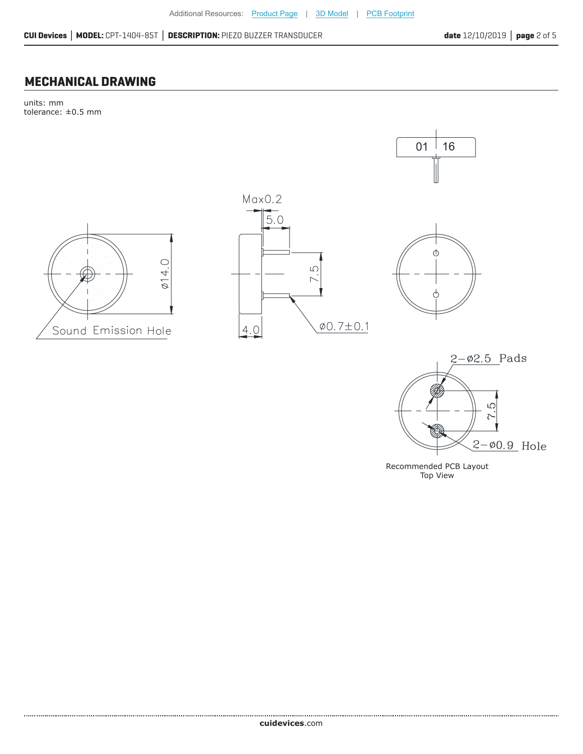Additional Resources: Product Page | 3D Model | PCB Footprint

## MECHANICAL DRAWING

units: mm
tolerance: ±0.5 mm

01 16

Max0.2

5.0

ø14.0

7.5

Sound Emission Hole

4.0

ø0.7±0.1

2–ø2.5 Pads

7.5

2–ø0.9 Hole

Recommended PCB Layout
Top View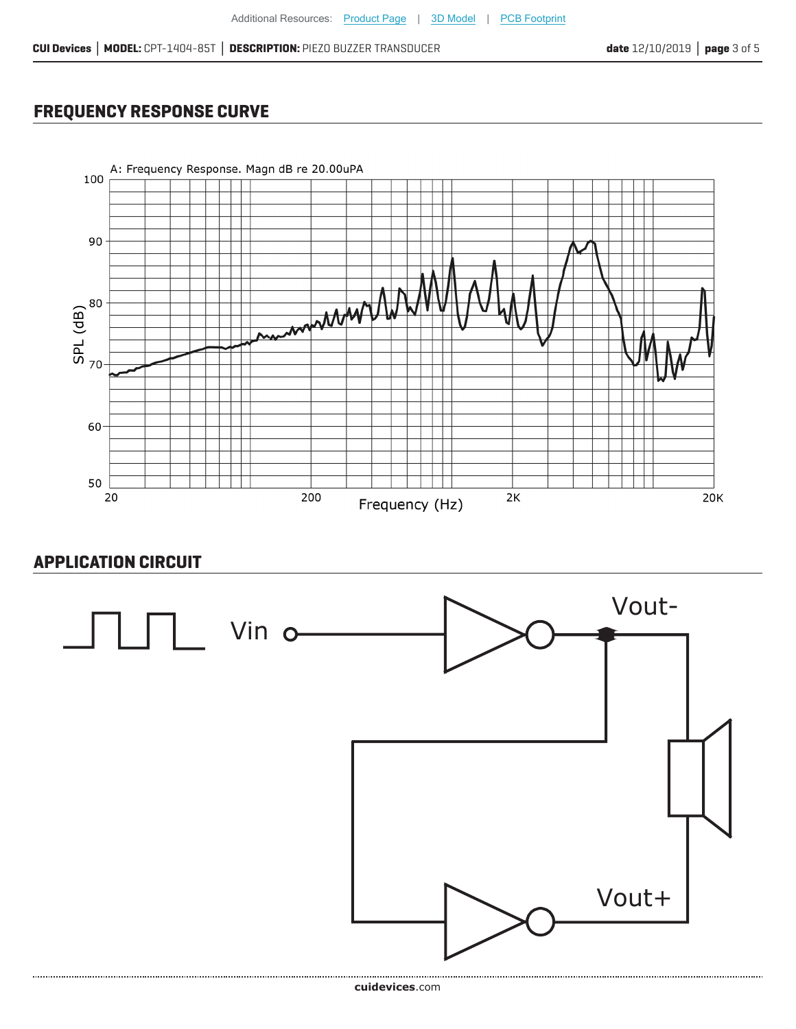## FREQUENCY RESPONSE CURVE

A: Frequency Response. Magn dB re 20.00uPA

SPL (dB)

Frequency (Hz)

## APPLICATION CIRCUIT

Vin

Vout-

Vout+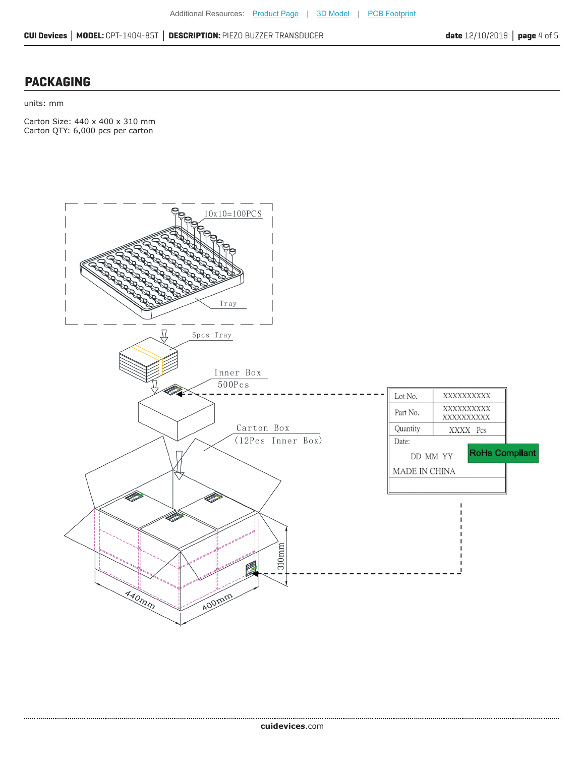## PACKAGING

units: mm

Carton Size: 440 x 400 x 310 mm
Carton QTY: 6,000 pcs per carton

10x10=100PCS

Tray

5pcs Tray

Inner Box
500Pcs

Carton Box
(12Pcs Inner Box)

| Lot No. | XXXXXXXXXX |
|---|---|
| Part No. | XXXXXXXXXX XXXXXXXXXX |
| Quantity | XXXX Pcs |
| Date: DD MM YY | RoHs Compliant |
| MADE IN CHINA | |

310mm

440mm

400mm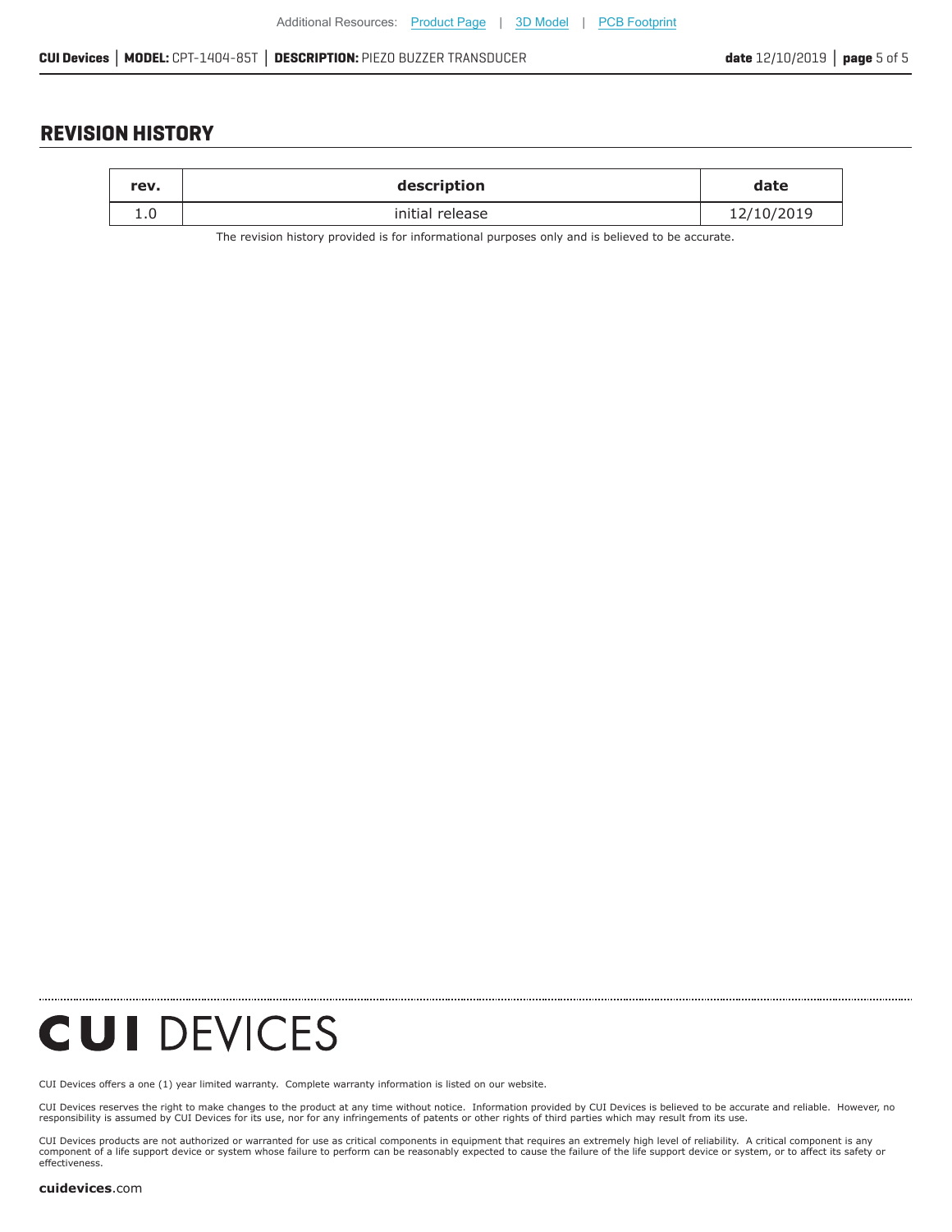## REVISION HISTORY

| rev. | description | date |
| --- | --- | --- |
| 1.0 | initial release | 12/10/2019 |

The revision history provided is for informational purposes only and is believed to be accurate.

CUI DEVICES

CUI Devices offers a one (1) year limited warranty. Complete warranty information is listed on our website.

CUI Devices reserves the right to make changes to the product at any time without notice. Information provided by CUI Devices is believed to be accurate and reliable. However, no responsibility is assumed by CUI Devices for its use, nor for any infringements of patents or other rights of third parties which may result from its use.

CUI Devices products are not authorized or warranted for use as critical components in equipment that requires an extremely high level of reliability. A critical component is any component of a life support device or system whose failure to perform can be reasonably expected to cause the failure of the life support device or system, or to affect its safety or effectiveness.

**cuidevices**.com